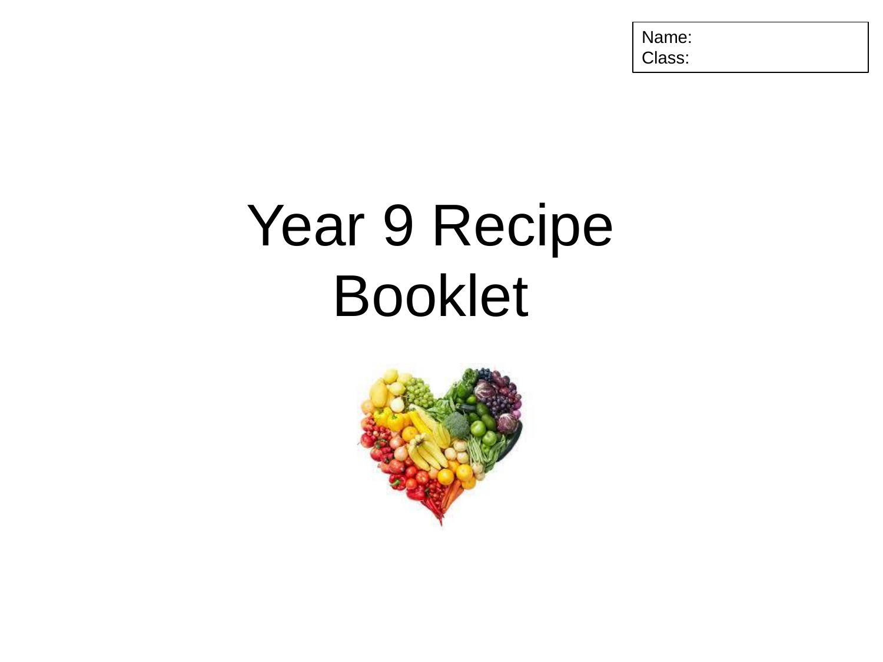Name:
Class:

# Year 9 Recipe Booklet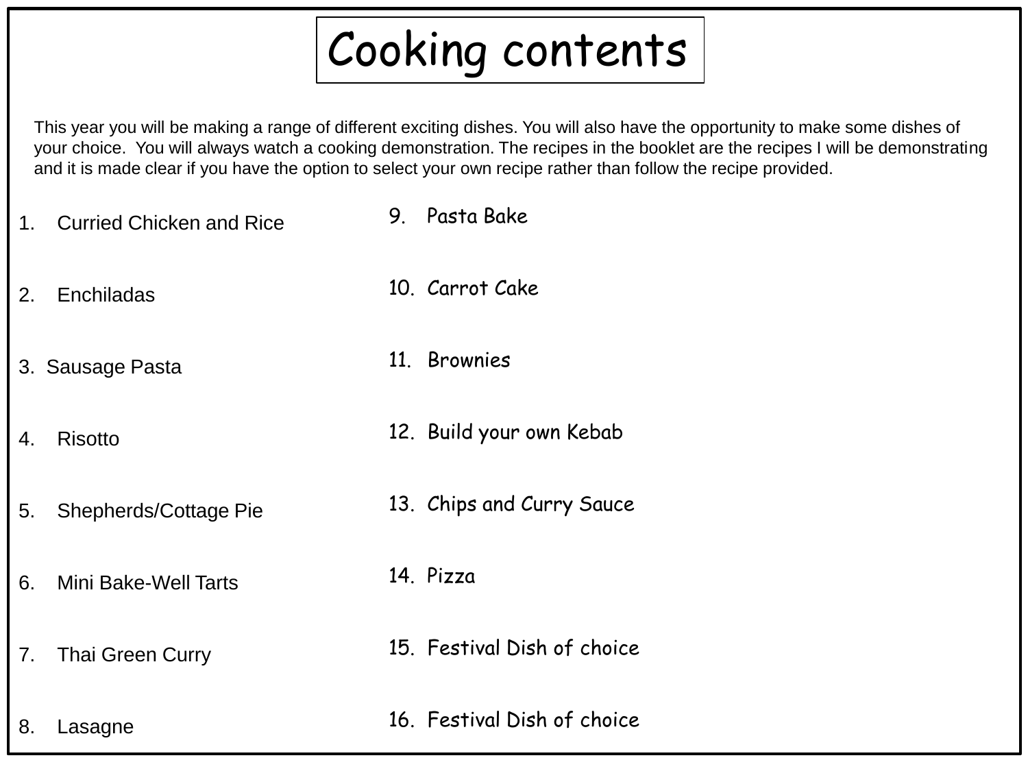# Cooking contents

This year you will be making a range of different exciting dishes. You will also have the opportunity to make some dishes of your choice. You will always watch a cooking demonstration. The recipes in the booklet are the recipes I will be demonstrating and it is made clear if you have the option to select your own recipe rather than follow the recipe provided.

1. Curried Chicken and Rice
2. Enchiladas
3. Sausage Pasta
4. Risotto
5. Shepherds/Cottage Pie
6. Mini Bake-Well Tarts
7. Thai Green Curry
8. Lasagne
9. Pasta Bake
10. Carrot Cake
11. Brownies
12. Build your own Kebab
13. Chips and Curry Sauce
14. Pizza
15. Festival Dish of choice
16. Festival Dish of choice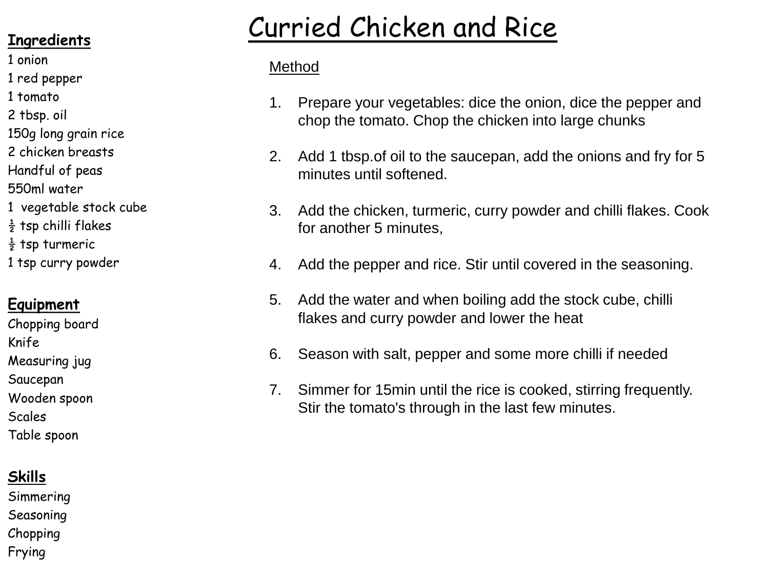# Curried Chicken and Rice

## Ingredients

1 onion
1 red pepper
1 tomato
2 tbsp. oil
150g long grain rice
2 chicken breasts
Handful of peas
550ml water
1 vegetable stock cube
½ tsp chilli flakes
½ tsp turmeric
1 tsp curry powder

## Equipment

Chopping board
Knife
Measuring jug
Saucepan
Wooden spoon
Scales
Table spoon

## Skills

Simmering
Seasoning
Chopping
Frying

## Method

1. Prepare your vegetables: dice the onion, dice the pepper and chop the tomato. Chop the chicken into large chunks

2. Add 1 tbsp.of oil to the saucepan, add the onions and fry for 5 minutes until softened.

3. Add the chicken, turmeric, curry powder and chilli flakes. Cook for another 5 minutes,

4. Add the pepper and rice. Stir until covered in the seasoning.

5. Add the water and when boiling add the stock cube, chilli flakes and curry powder and lower the heat

6. Season with salt, pepper and some more chilli if needed

7. Simmer for 15min until the rice is cooked, stirring frequently. Stir the tomato's through in the last few minutes.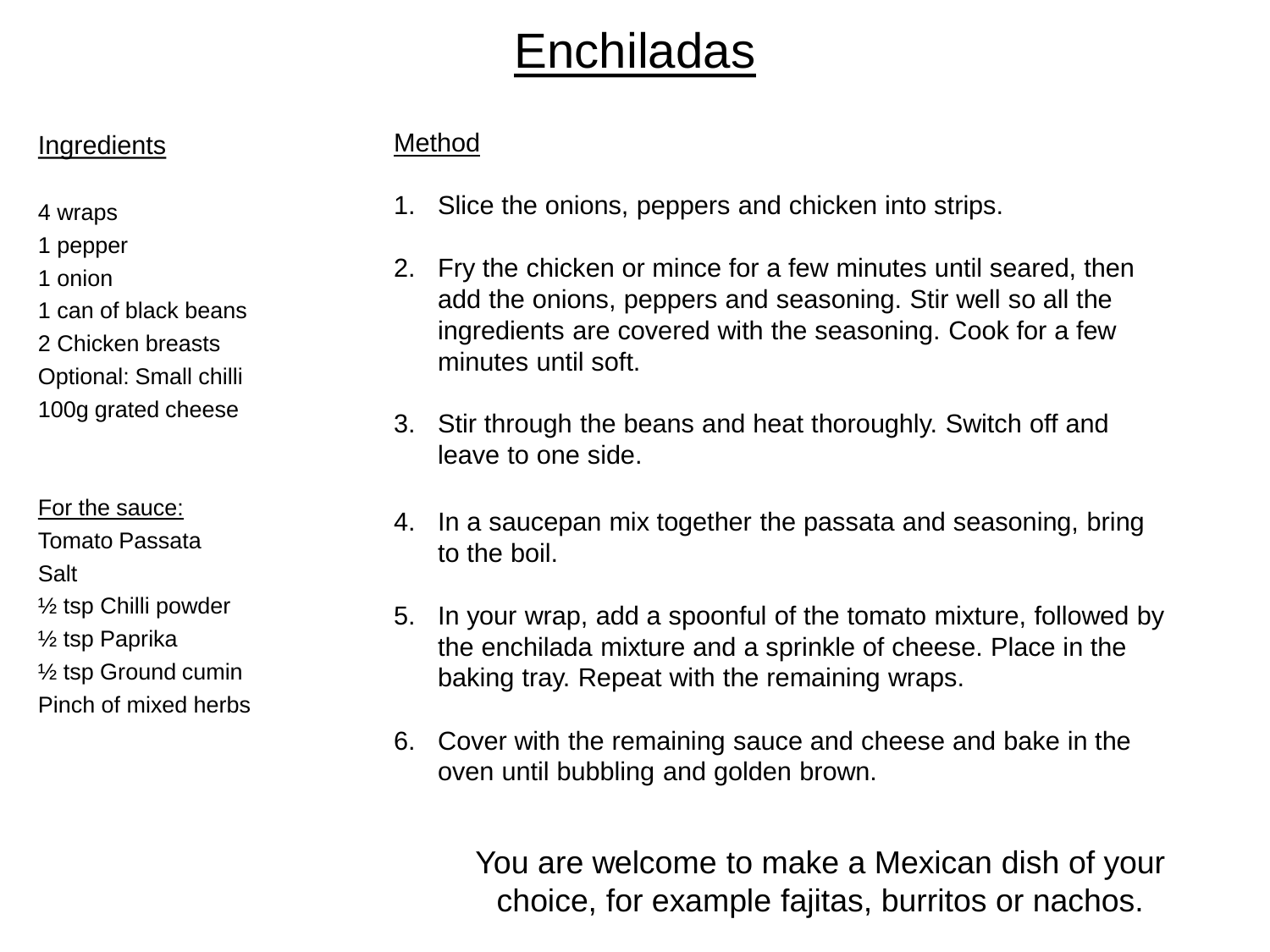# Enchiladas

## Ingredients

4 wraps
1 pepper
1 onion
1 can of black beans
2 Chicken breasts
Optional: Small chilli
100g grated cheese

For the sauce:
Tomato Passata
Salt
½ tsp Chilli powder
½ tsp Paprika
½ tsp Ground cumin
Pinch of mixed herbs

## Method

1. Slice the onions, peppers and chicken into strips.

2. Fry the chicken or mince for a few minutes until seared, then add the onions, peppers and seasoning. Stir well so all the ingredients are covered with the seasoning. Cook for a few minutes until soft.

3. Stir through the beans and heat thoroughly. Switch off and leave to one side.

4. In a saucepan mix together the passata and seasoning, bring to the boil.

5. In your wrap, add a spoonful of the tomato mixture, followed by the enchilada mixture and a sprinkle of cheese. Place in the baking tray. Repeat with the remaining wraps.

6. Cover with the remaining sauce and cheese and bake in the oven until bubbling and golden brown.

You are welcome to make a Mexican dish of your choice, for example fajitas, burritos or nachos.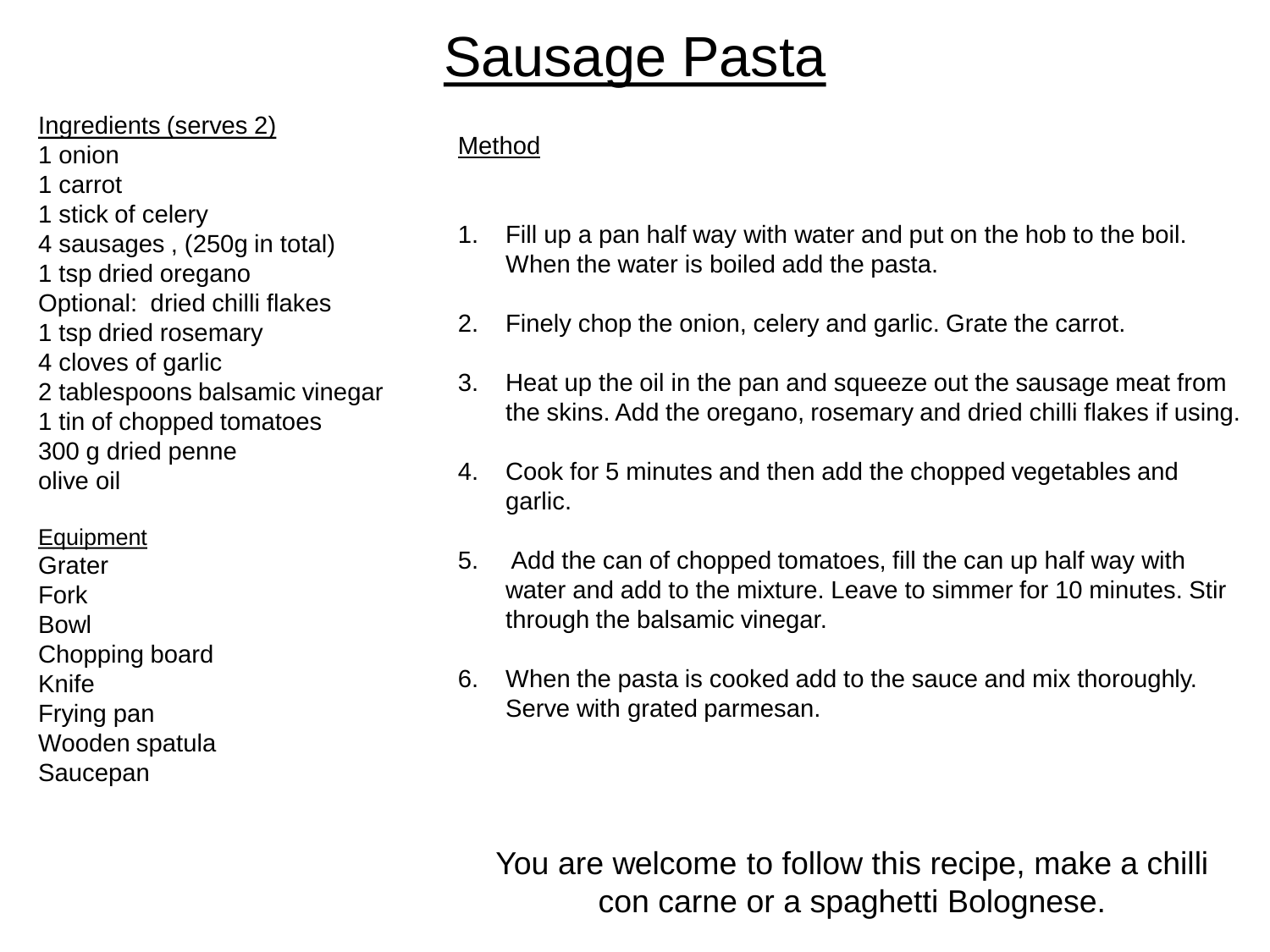# Sausage Pasta

Ingredients (serves 2)

1 onion
1 carrot
1 stick of celery
4 sausages , (250g in total)
1 tsp dried oregano
Optional: dried chilli flakes
1 tsp dried rosemary
4 cloves of garlic
2 tablespoons balsamic vinegar
1 tin of chopped tomatoes
300 g dried penne
olive oil

Equipment

Grater
Fork
Bowl
Chopping board
Knife
Frying pan
Wooden spatula
Saucepan

Method

1. Fill up a pan half way with water and put on the hob to the boil. When the water is boiled add the pasta.

2. Finely chop the onion, celery and garlic. Grate the carrot.

3. Heat up the oil in the pan and squeeze out the sausage meat from the skins. Add the oregano, rosemary and dried chilli flakes if using.

4. Cook for 5 minutes and then add the chopped vegetables and garlic.

5. Add the can of chopped tomatoes, fill the can up half way with water and add to the mixture. Leave to simmer for 10 minutes. Stir through the balsamic vinegar.

6. When the pasta is cooked add to the sauce and mix thoroughly. Serve with grated parmesan.

You are welcome to follow this recipe, make a chilli con carne or a spaghetti Bolognese.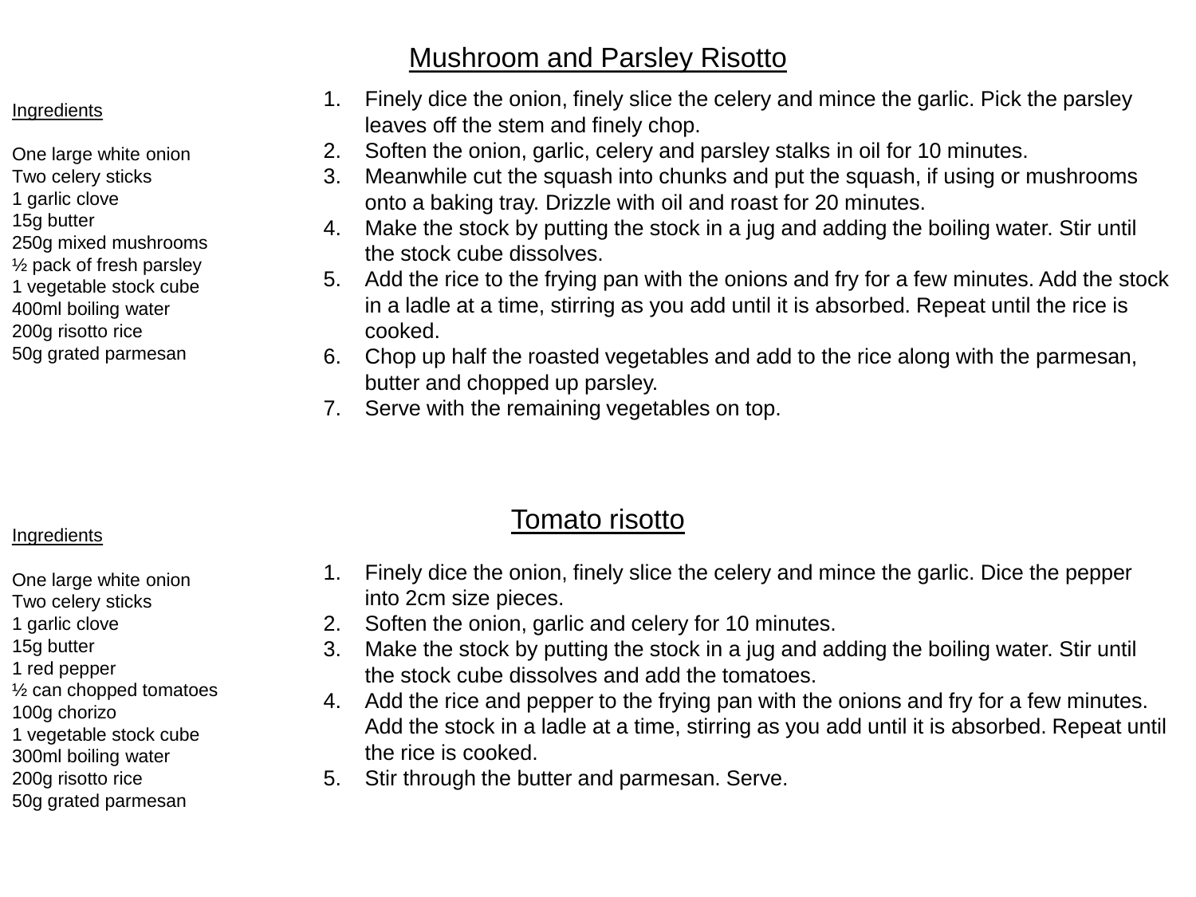## Mushroom and Parsley Risotto

Ingredients

One large white onion
Two celery sticks
1 garlic clove
15g butter
250g mixed mushrooms
½ pack of fresh parsley
1 vegetable stock cube
400ml boiling water
200g risotto rice
50g grated parmesan

1. Finely dice the onion, finely slice the celery and mince the garlic. Pick the parsley leaves off the stem and finely chop.
2. Soften the onion, garlic, celery and parsley stalks in oil for 10 minutes.
3. Meanwhile cut the squash into chunks and put the squash, if using or mushrooms onto a baking tray. Drizzle with oil and roast for 20 minutes.
4. Make the stock by putting the stock in a jug and adding the boiling water. Stir until the stock cube dissolves.
5. Add the rice to the frying pan with the onions and fry for a few minutes. Add the stock in a ladle at a time, stirring as you add until it is absorbed. Repeat until the rice is cooked.
6. Chop up half the roasted vegetables and add to the rice along with the parmesan, butter and chopped up parsley.
7. Serve with the remaining vegetables on top.

## Tomato risotto

Ingredients

One large white onion
Two celery sticks
1 garlic clove
15g butter
1 red pepper
½ can chopped tomatoes
100g chorizo
1 vegetable stock cube
300ml boiling water
200g risotto rice
50g grated parmesan

1. Finely dice the onion, finely slice the celery and mince the garlic. Dice the pepper into 2cm size pieces.
2. Soften the onion, garlic and celery for 10 minutes.
3. Make the stock by putting the stock in a jug and adding the boiling water. Stir until the stock cube dissolves and add the tomatoes.
4. Add the rice and pepper to the frying pan with the onions and fry for a few minutes. Add the stock in a ladle at a time, stirring as you add until it is absorbed. Repeat until the rice is cooked.
5. Stir through the butter and parmesan. Serve.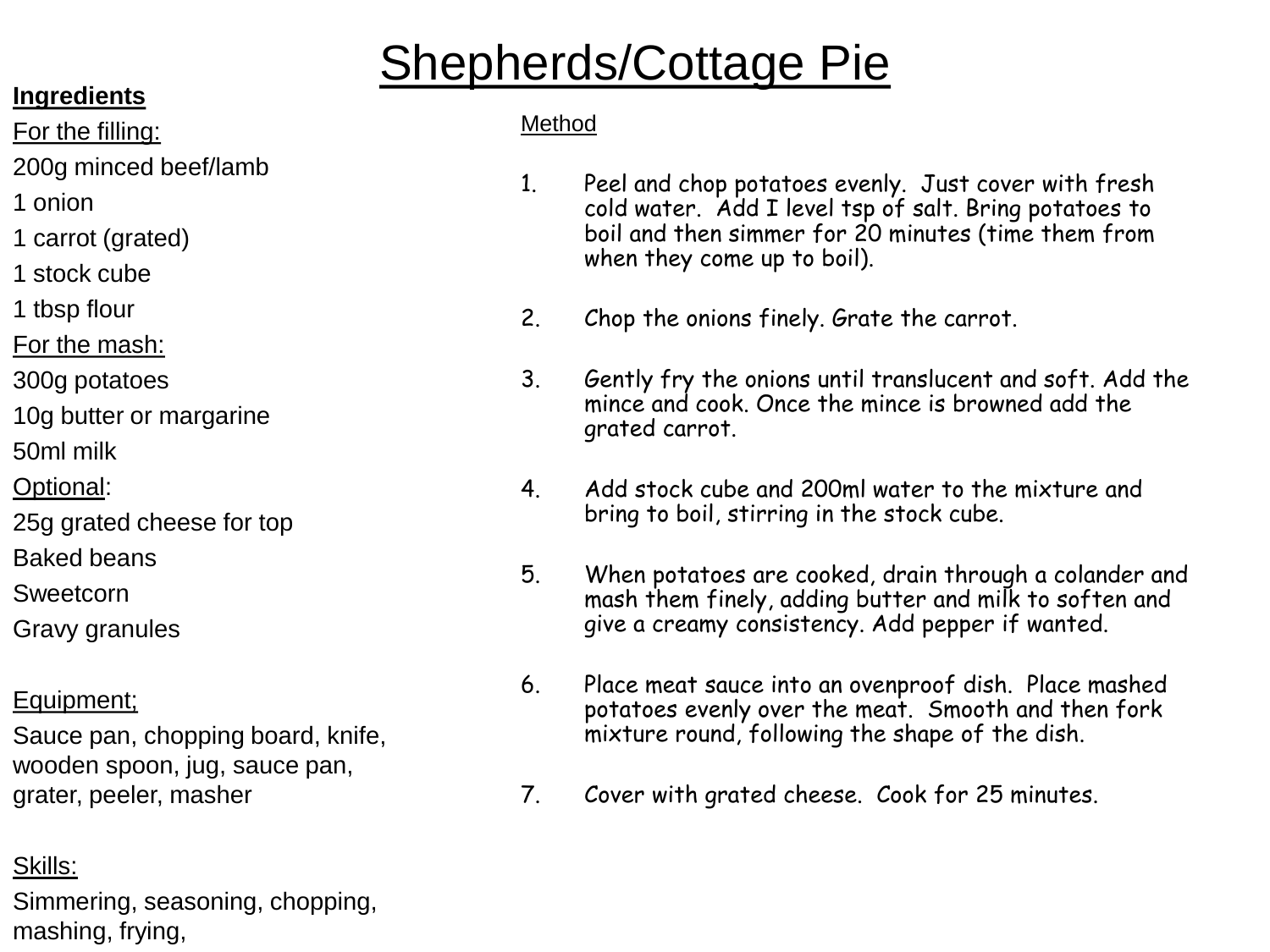# Shepherds/Cottage Pie

**Ingredients**

For the filling:

200g minced beef/lamb

1 onion

1 carrot (grated)

1 stock cube

1 tbsp flour

For the mash:

300g potatoes

10g butter or margarine

50ml milk

Optional:

25g grated cheese for top

Baked beans

Sweetcorn

Gravy granules

Equipment;

Sauce pan, chopping board, knife, wooden spoon, jug, sauce pan, grater, peeler, masher

Skills:

Simmering, seasoning, chopping, mashing, frying,

Method

1. Peel and chop potatoes evenly. Just cover with fresh cold water. Add I level tsp of salt. Bring potatoes to boil and then simmer for 20 minutes (time them from when they come up to boil).

2. Chop the onions finely. Grate the carrot.

3. Gently fry the onions until translucent and soft. Add the mince and cook. Once the mince is browned add the grated carrot.

4. Add stock cube and 200ml water to the mixture and bring to boil, stirring in the stock cube.

5. When potatoes are cooked, drain through a colander and mash them finely, adding butter and milk to soften and give a creamy consistency. Add pepper if wanted.

6. Place meat sauce into an ovenproof dish. Place mashed potatoes evenly over the meat. Smooth and then fork mixture round, following the shape of the dish.

7. Cover with grated cheese. Cook for 25 minutes.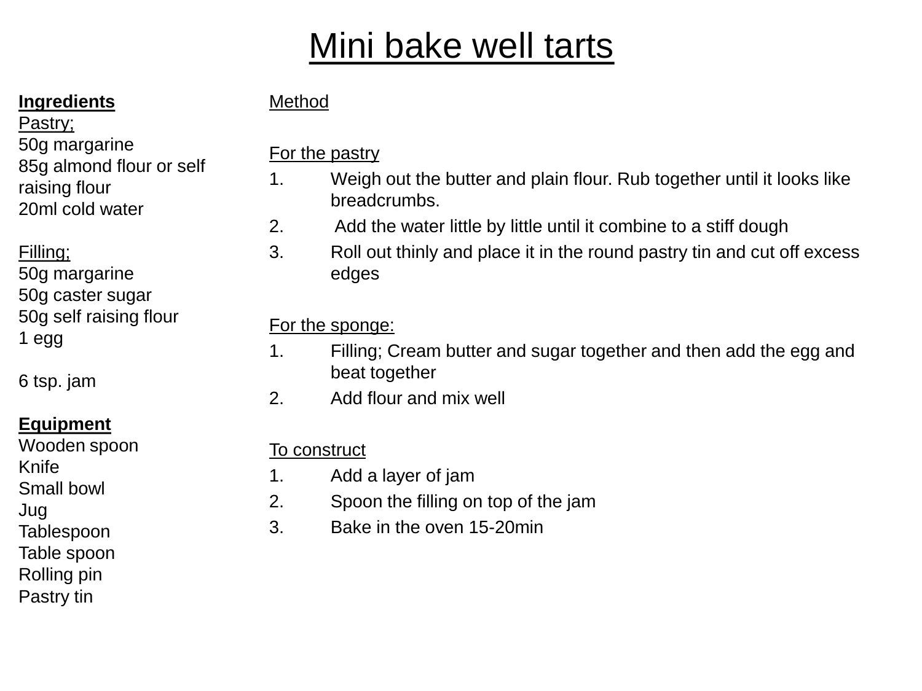# Mini bake well tarts

**Ingredients**

Pastry;

50g margarine
85g almond flour or self raising flour
20ml cold water

Filling;

50g margarine
50g caster sugar
50g self raising flour
1 egg

6 tsp. jam

**Equipment**

Wooden spoon
Knife
Small bowl
Jug
Tablespoon
Table spoon
Rolling pin
Pastry tin

Method

For the pastry

1. Weigh out the butter and plain flour. Rub together until it looks like breadcrumbs.
2. Add the water little by little until it combine to a stiff dough
3. Roll out thinly and place it in the round pastry tin and cut off excess edges

For the sponge:

1. Filling; Cream butter and sugar together and then add the egg and beat together
2. Add flour and mix well

To construct

1. Add a layer of jam
2. Spoon the filling on top of the jam
3. Bake in the oven 15-20min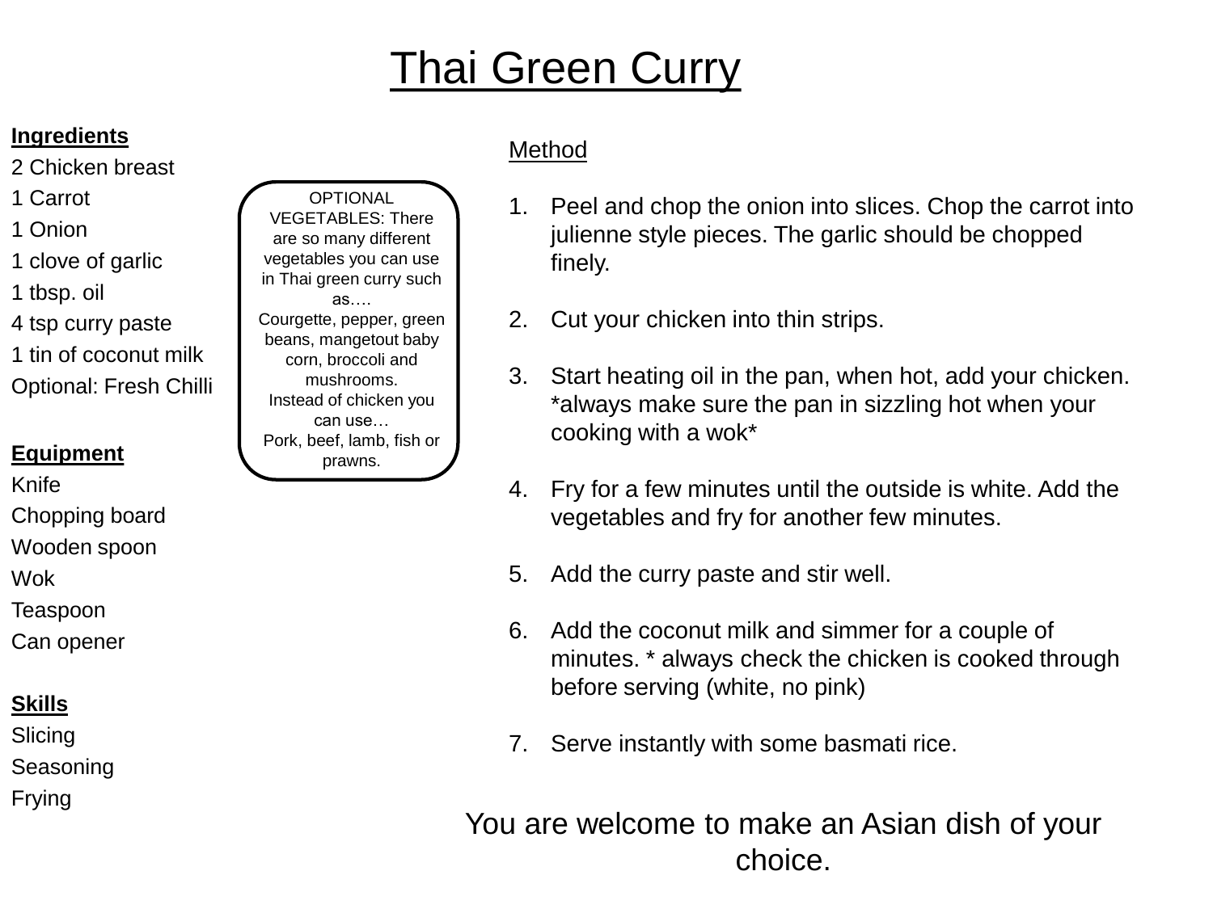# Thai Green Curry

**Ingredients**

2 Chicken breast
1 Carrot
1 Onion
1 clove of garlic
1 tbsp. oil
4 tsp curry paste
1 tin of coconut milk
Optional: Fresh Chilli

OPTIONAL VEGETABLES: There are so many different vegetables you can use in Thai green curry such as….
Courgette, pepper, green beans, mangetout baby corn, broccoli and mushrooms.
Instead of chicken you can use…
Pork, beef, lamb, fish or prawns.

**Equipment**

Knife
Chopping board
Wooden spoon
Wok
Teaspoon
Can opener

**Skills**

Slicing
Seasoning
Frying

Method

1. Peel and chop the onion into slices. Chop the carrot into julienne style pieces. The garlic should be chopped finely.
2. Cut your chicken into thin strips.
3. Start heating oil in the pan, when hot, add your chicken. *always make sure the pan in sizzling hot when your cooking with a wok*
4. Fry for a few minutes until the outside is white. Add the vegetables and fry for another few minutes.
5. Add the curry paste and stir well.
6. Add the coconut milk and simmer for a couple of minutes. * always check the chicken is cooked through before serving (white, no pink)
7. Serve instantly with some basmati rice.

You are welcome to make an Asian dish of your choice.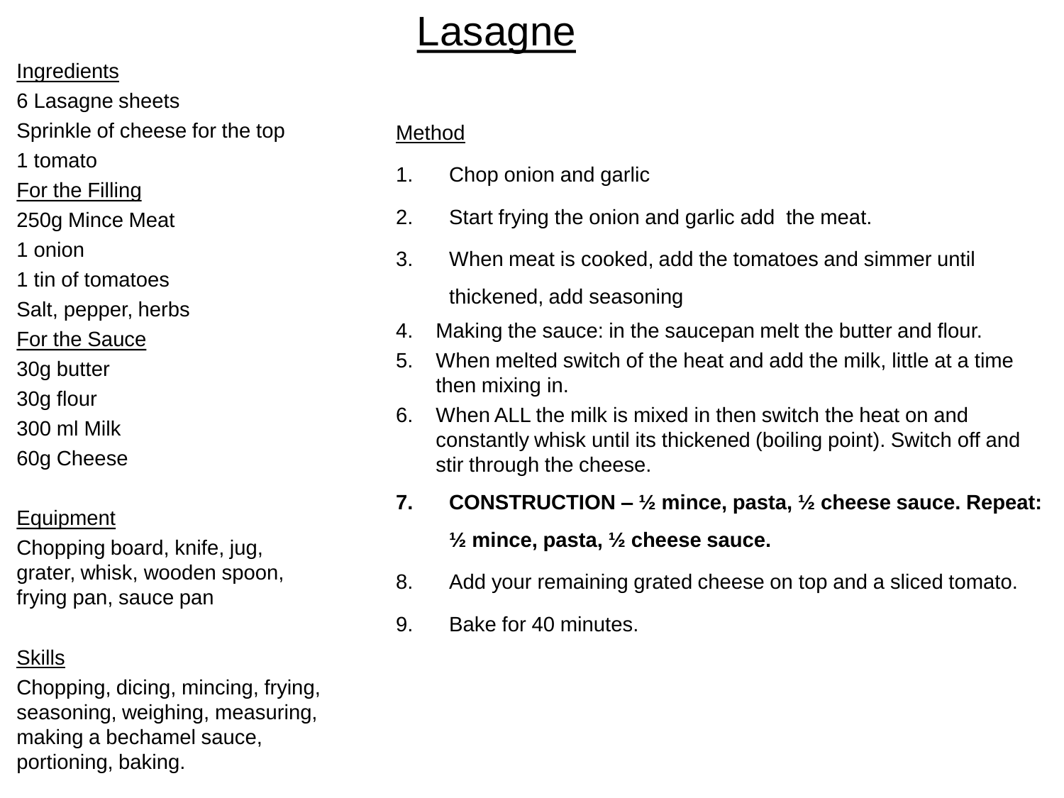# Lasagne

Ingredients

6 Lasagne sheets

Sprinkle of cheese for the top

1 tomato

For the Filling

250g Mince Meat

1 onion

1 tin of tomatoes

Salt, pepper, herbs

For the Sauce

30g butter

30g flour

300 ml Milk

60g Cheese

Equipment

Chopping board, knife, jug, grater, whisk, wooden spoon, frying pan, sauce pan

Skills

Chopping, dicing, mincing, frying, seasoning, weighing, measuring, making a bechamel sauce, portioning, baking.

Method

1. Chop onion and garlic
2. Start frying the onion and garlic add  the meat.
3. When meat is cooked, add the tomatoes and simmer until thickened, add seasoning
4. Making the sauce: in the saucepan melt the butter and flour.
5. When melted switch of the heat and add the milk, little at a time then mixing in.
6. When ALL the milk is mixed in then switch the heat on and constantly whisk until its thickened (boiling point). Switch off and stir through the cheese.
7. **CONSTRUCTION – ½ mince, pasta, ½ cheese sauce. Repeat: ½ mince, pasta, ½ cheese sauce.**
8. Add your remaining grated cheese on top and a sliced tomato.
9. Bake for 40 minutes.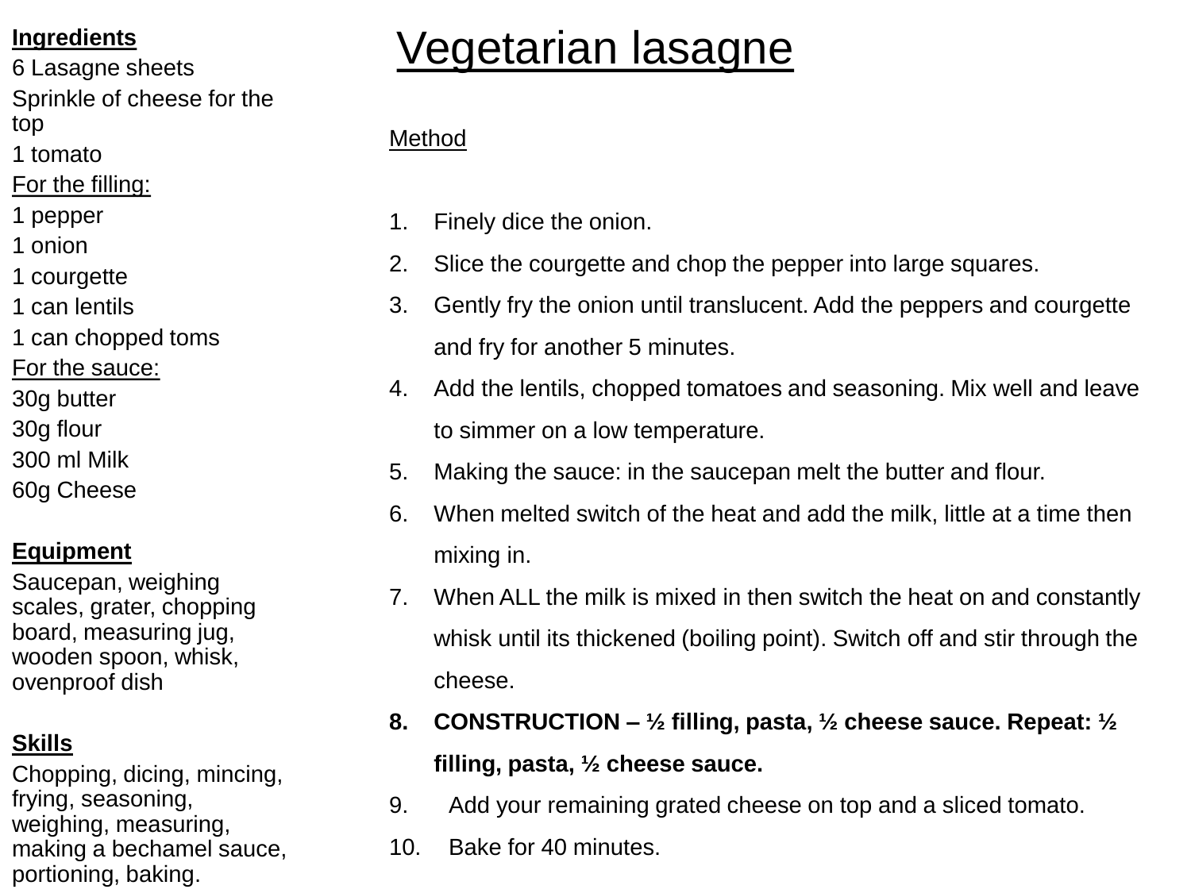# Vegetarian lasagne

**Ingredients**

6 Lasagne sheets

Sprinkle of cheese for the top

1 tomato

For the filling:

1 pepper

1 onion

1 courgette

1 can lentils

1 can chopped toms

For the sauce:

30g butter

30g flour

300 ml Milk

60g Cheese

**Equipment**

Saucepan, weighing scales, grater, chopping board, measuring jug, wooden spoon, whisk, ovenproof dish

**Skills**

Chopping, dicing, mincing, frying, seasoning, weighing, measuring, making a bechamel sauce, portioning, baking.

Method

1. Finely dice the onion.
2. Slice the courgette and chop the pepper into large squares.
3. Gently fry the onion until translucent. Add the peppers and courgette and fry for another 5 minutes.
4. Add the lentils, chopped tomatoes and seasoning. Mix well and leave to simmer on a low temperature.
5. Making the sauce: in the saucepan melt the butter and flour.
6. When melted switch of the heat and add the milk, little at a time then mixing in.
7. When ALL the milk is mixed in then switch the heat on and constantly whisk until its thickened (boiling point). Switch off and stir through the cheese.
8. **CONSTRUCTION – ½ filling, pasta, ½ cheese sauce. Repeat: ½ filling, pasta, ½ cheese sauce.**
9. Add your remaining grated cheese on top and a sliced tomato.
10. Bake for 40 minutes.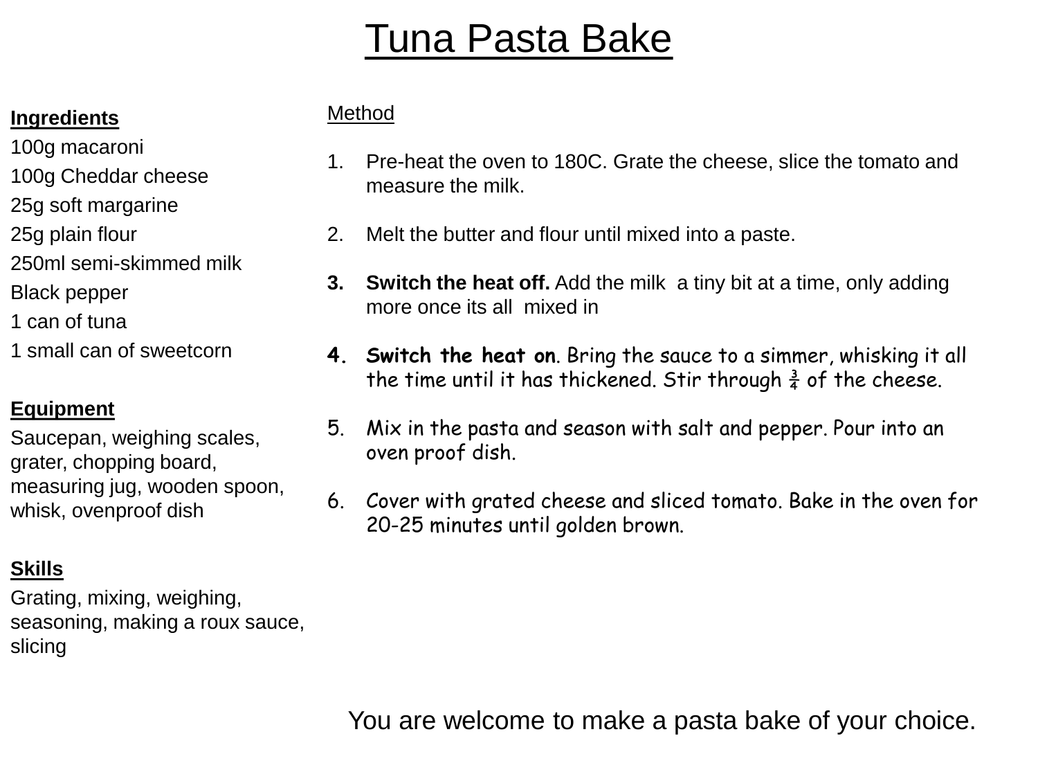# Tuna Pasta Bake

**Ingredients**

100g macaroni

100g Cheddar cheese

25g soft margarine

25g plain flour

250ml semi-skimmed milk

Black pepper

1 can of tuna

1 small can of sweetcorn

**Equipment**

Saucepan, weighing scales, grater, chopping board, measuring jug, wooden spoon, whisk, ovenproof dish

**Skills**

Grating, mixing, weighing, seasoning, making a roux sauce, slicing

Method

1. Pre-heat the oven to 180C. Grate the cheese, slice the tomato and measure the milk.

2. Melt the butter and flour until mixed into a paste.

3. **Switch the heat off.** Add the milk a tiny bit at a time, only adding more once its all mixed in

4. **Switch the heat on**. Bring the sauce to a simmer, whisking it all the time until it has thickened. Stir through ¾ of the cheese.

5. Mix in the pasta and season with salt and pepper. Pour into an oven proof dish.

6. Cover with grated cheese and sliced tomato. Bake in the oven for 20-25 minutes until golden brown.

You are welcome to make a pasta bake of your choice.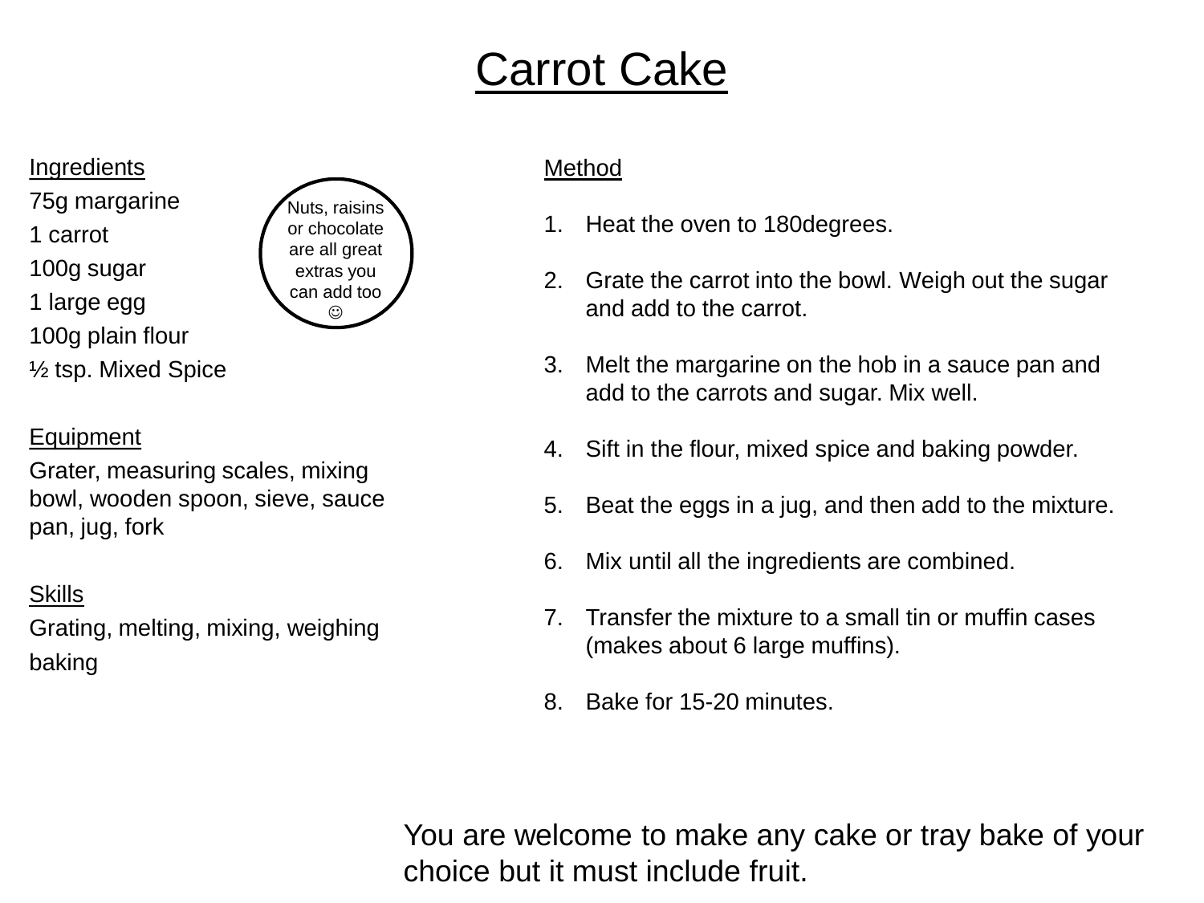# Carrot Cake

## Ingredients

75g margarine

1 carrot

100g sugar

1 large egg

100g plain flour

½ tsp. Mixed Spice

Nuts, raisins or chocolate are all great extras you can add too ☺

## Equipment

Grater, measuring scales, mixing bowl, wooden spoon, sieve, sauce pan, jug, fork

## Skills

Grating, melting, mixing, weighing baking

## Method

1. Heat the oven to 180degrees.

2. Grate the carrot into the bowl. Weigh out the sugar and add to the carrot.

3. Melt the margarine on the hob in a sauce pan and add to the carrots and sugar. Mix well.

4. Sift in the flour, mixed spice and baking powder.

5. Beat the eggs in a jug, and then add to the mixture.

6. Mix until all the ingredients are combined.

7. Transfer the mixture to a small tin or muffin cases (makes about 6 large muffins).

8. Bake for 15-20 minutes.

You are welcome to make any cake or tray bake of your choice but it must include fruit.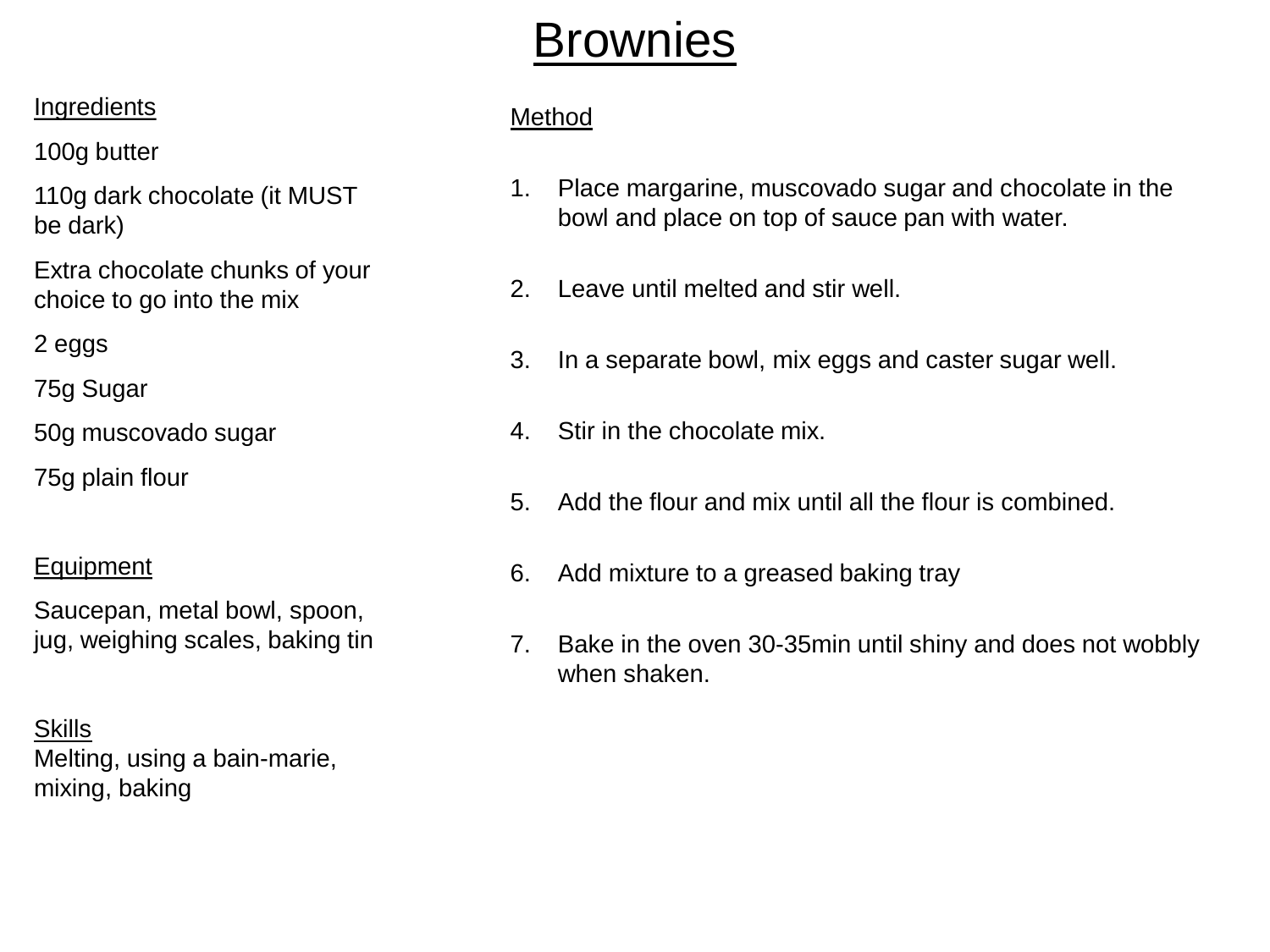# Brownies

**Ingredients**

100g butter

110g dark chocolate (it MUST be dark)

Extra chocolate chunks of your choice to go into the mix

2 eggs

75g Sugar

50g muscovado sugar

75g plain flour

**Equipment**

Saucepan, metal bowl, spoon, jug, weighing scales, baking tin

**Skills**

Melting, using a bain-marie, mixing, baking

**Method**

1. Place margarine, muscovado sugar and chocolate in the bowl and place on top of sauce pan with water.
2. Leave until melted and stir well.
3. In a separate bowl, mix eggs and caster sugar well.
4. Stir in the chocolate mix.
5. Add the flour and mix until all the flour is combined.
6. Add mixture to a greased baking tray
7. Bake in the oven 30-35min until shiny and does not wobbly when shaken.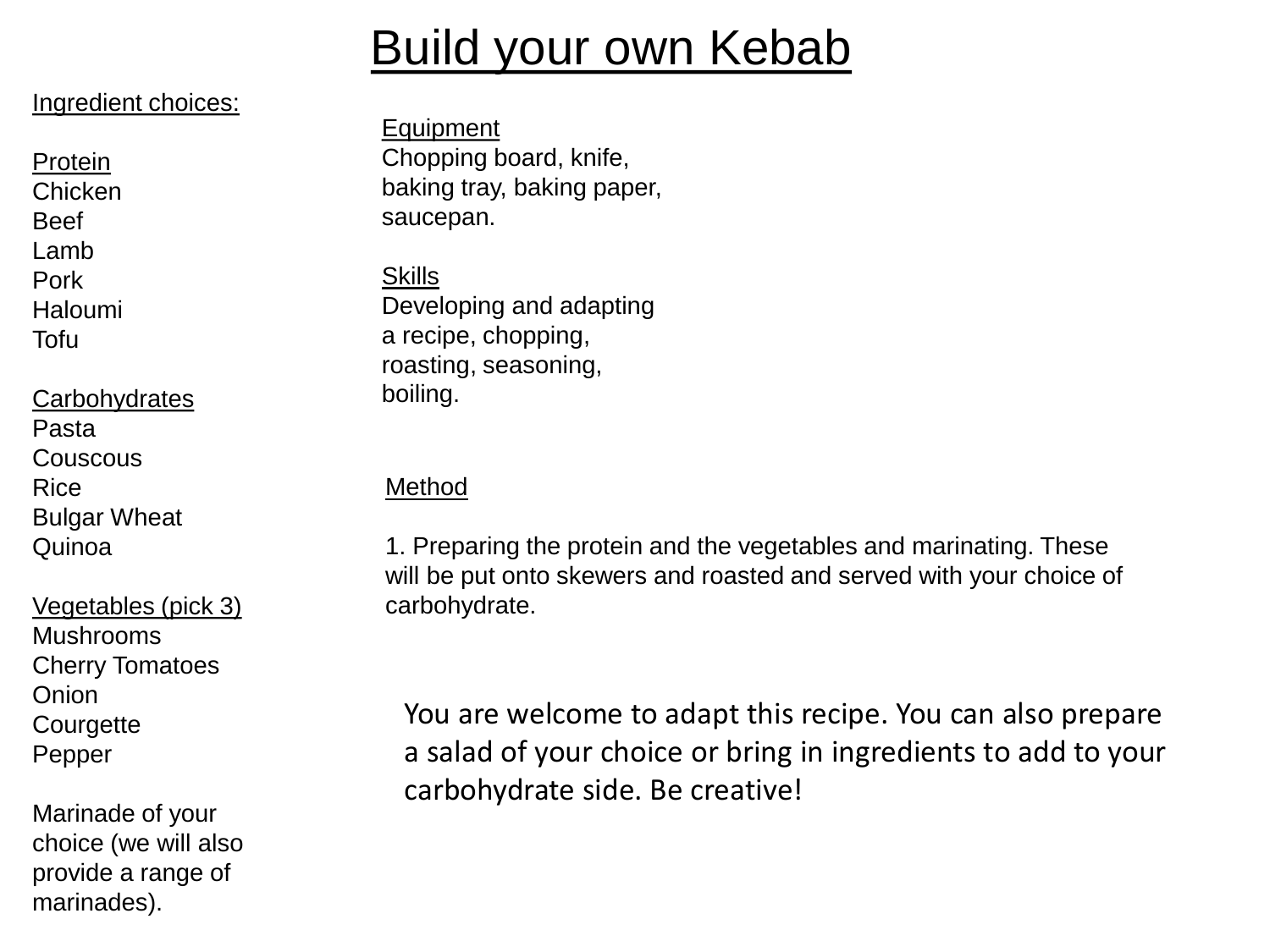# Build your own Kebab

Ingredient choices:

Protein
- Chicken
- Beef
- Lamb
- Pork
- Haloumi
- Tofu

Carbohydrates
- Pasta
- Couscous
- Rice
- Bulgar Wheat
- Quinoa

Vegetables (pick 3)
- Mushrooms
- Cherry Tomatoes
- Onion
- Courgette
- Pepper

Marinade of your choice (we will also provide a range of marinades).

Equipment
Chopping board, knife, baking tray, baking paper, saucepan.

Skills
Developing and adapting a recipe, chopping, roasting, seasoning, boiling.

Method

1. Preparing the protein and the vegetables and marinating. These will be put onto skewers and roasted and served with your choice of carbohydrate.

You are welcome to adapt this recipe. You can also prepare a salad of your choice or bring in ingredients to add to your carbohydrate side. Be creative!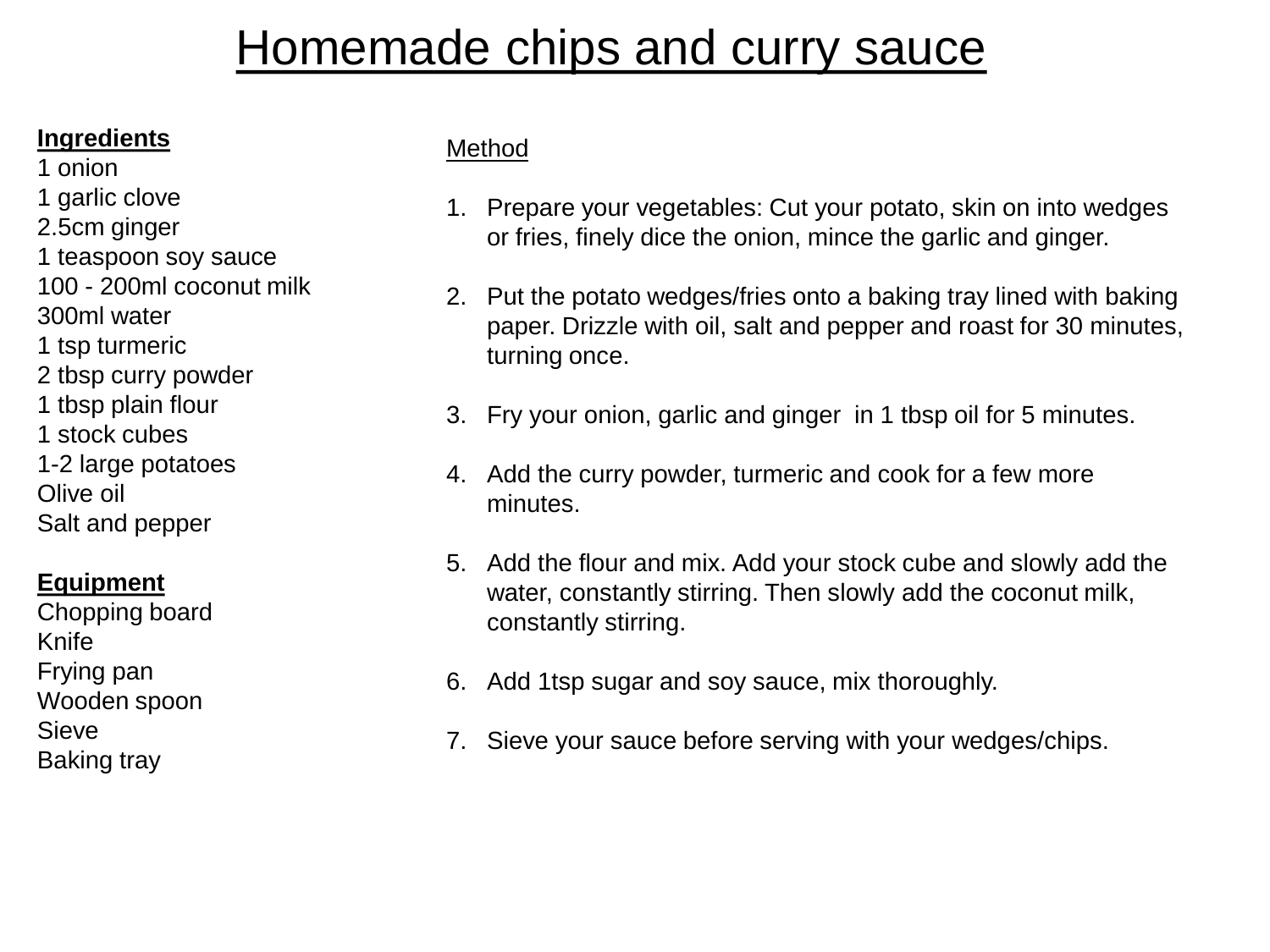# Homemade chips and curry sauce

## Ingredients

1 onion
1 garlic clove
2.5cm ginger
1 teaspoon soy sauce
100 - 200ml coconut milk
300ml water
1 tsp turmeric
2 tbsp curry powder
1 tbsp plain flour
1 stock cubes
1-2 large potatoes
Olive oil
Salt and pepper

## Equipment

Chopping board
Knife
Frying pan
Wooden spoon
Sieve
Baking tray

## Method

1. Prepare your vegetables: Cut your potato, skin on into wedges or fries, finely dice the onion, mince the garlic and ginger.
2. Put the potato wedges/fries onto a baking tray lined with baking paper. Drizzle with oil, salt and pepper and roast for 30 minutes, turning once.
3. Fry your onion, garlic and ginger in 1 tbsp oil for 5 minutes.
4. Add the curry powder, turmeric and cook for a few more minutes.
5. Add the flour and mix. Add your stock cube and slowly add the water, constantly stirring. Then slowly add the coconut milk, constantly stirring.
6. Add 1tsp sugar and soy sauce, mix thoroughly.
7. Sieve your sauce before serving with your wedges/chips.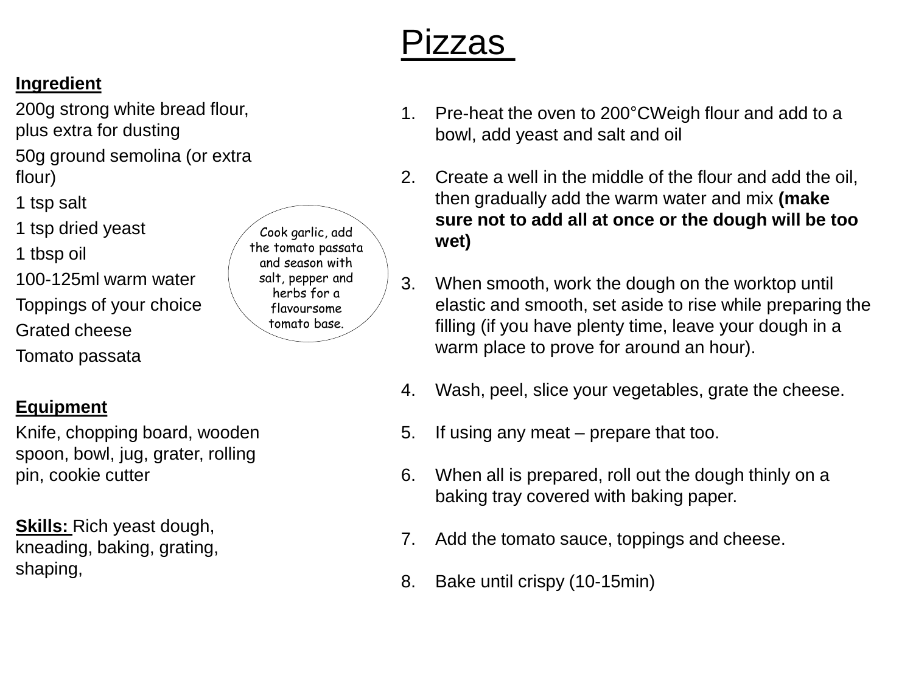# Pizzas

**Ingredient**

200g strong white bread flour, plus extra for dusting

50g ground semolina (or extra flour)

1 tsp salt

1 tsp dried yeast

1 tbsp oil

100-125ml warm water

Toppings of your choice

Grated cheese

Tomato passata

Cook garlic, add the tomato passata and season with salt, pepper and herbs for a flavoursome tomato base.

**Equipment**

Knife, chopping board, wooden spoon, bowl, jug, grater, rolling pin, cookie cutter

**Skills:** Rich yeast dough, kneading, baking, grating, shaping,

1. Pre-heat the oven to 200°CWeigh flour and add to a bowl, add yeast and salt and oil
2. Create a well in the middle of the flour and add the oil, then gradually add the warm water and mix **(make sure not to add all at once or the dough will be too wet)**
3. When smooth, work the dough on the worktop until elastic and smooth, set aside to rise while preparing the filling (if you have plenty time, leave your dough in a warm place to prove for around an hour).
4. Wash, peel, slice your vegetables, grate the cheese.
5. If using any meat – prepare that too.
6. When all is prepared, roll out the dough thinly on a baking tray covered with baking paper.
7. Add the tomato sauce, toppings and cheese.
8. Bake until crispy (10-15min)